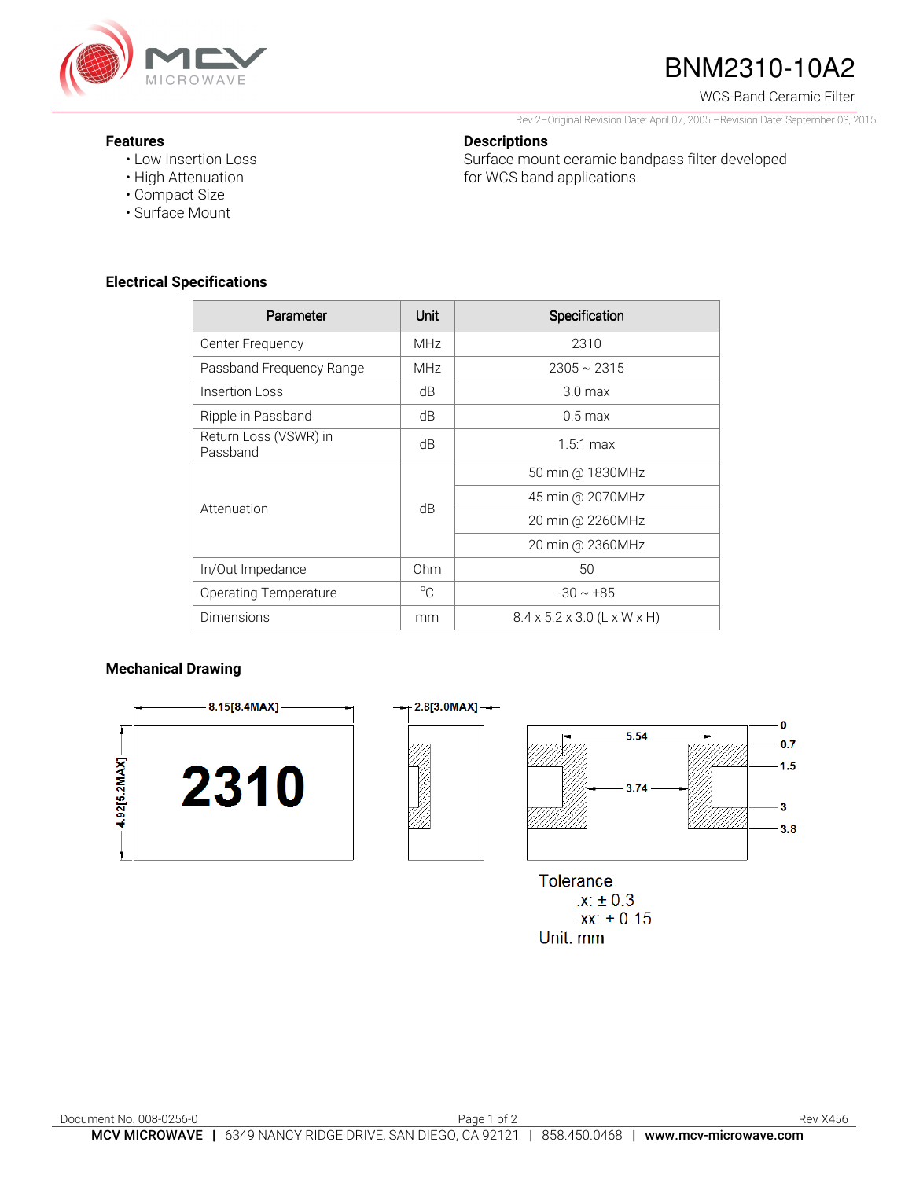# BNM2310-10A2

WCS-Band Ceramic Filter

Rev 2–Original Revision Date: April 07, 2005 –Revision Date: September 03, 2015

## Features

- Low Insertion Loss
- High Attenuation
- Compact Size
- Surface Mount

## Descriptions

Surface mount ceramic bandpass filter developed for WCS band applications.

## Electrical Specifications

| Parameter | Unit | Specification |
|---|---|---|
| Center Frequency | MHz | 2310 |
| Passband Frequency Range | MHz | 2305 ~ 2315 |
| Insertion Loss | dB | 3.0 max |
| Ripple in Passband | dB | 0.5 max |
| Return Loss (VSWR) in Passband | dB | 1.5:1 max |
| Attenuation | dB | 50 min @ 1830MHz |
| | | 45 min @ 2070MHz |
| | | 20 min @ 2260MHz |
| | | 20 min @ 2360MHz |
| In/Out Impedance | Ohm | 50 |
| Operating Temperature | °C | -30 ~ +85 |
| Dimensions | mm | 8.4 x 5.2 x 3.0 (L x W x H) |

## Mechanical Drawing

8.15[8.4MAX]

4.92[5.2MAX]

2310

2.8[3.0MAX]

5.54

3.74

0
0.7
1.5
3
3.8

Tolerance
.x: ± 0.3
.xx: ± 0.15
Unit: mm

Document No. 008-0256-0

Rev X456

**MCV MICROWAVE** | 6349 NANCY RIDGE DRIVE, SAN DIEGO, CA 92121 | 858.450.0468 | **www.mcv-microwave.com**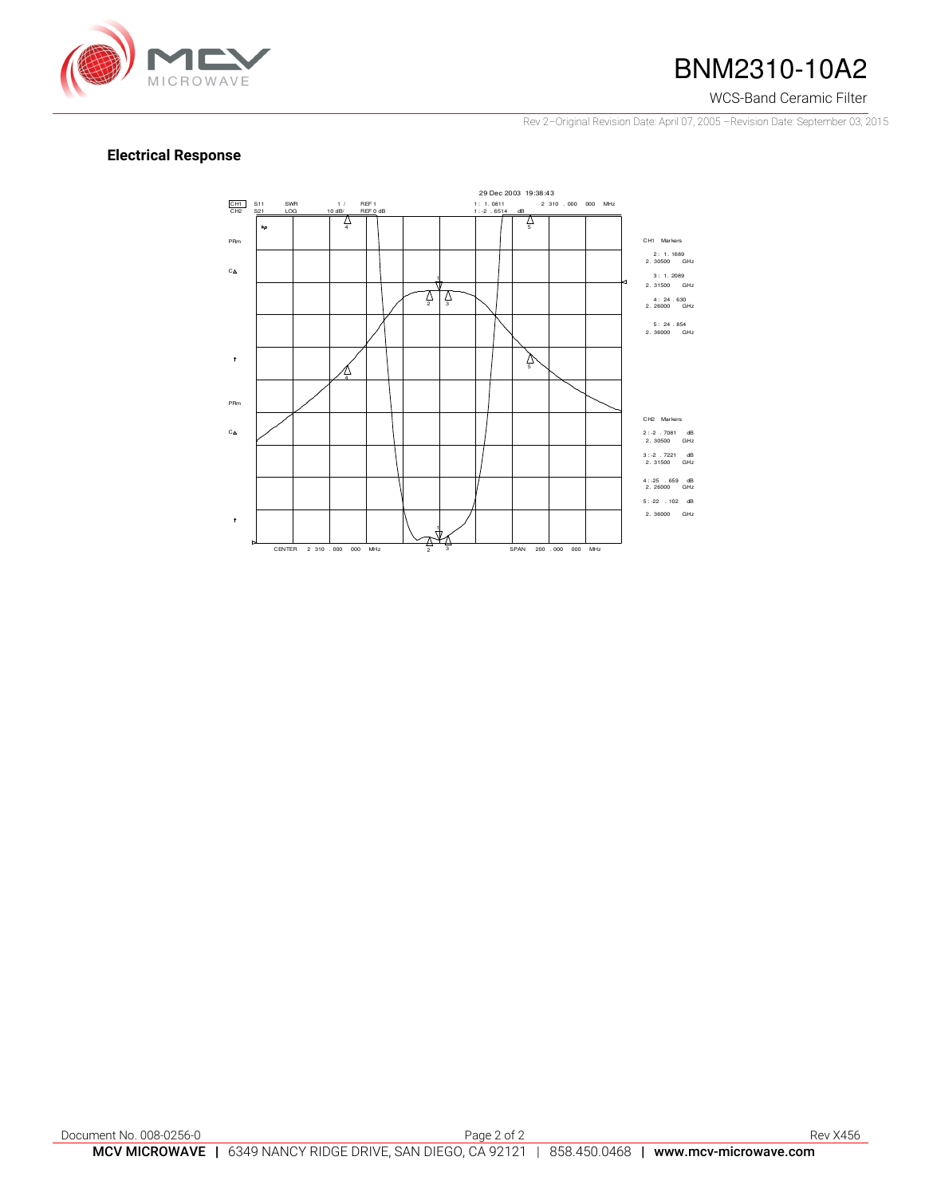## Electrical Response

29 Dec 2003 19:38:43

CH1 S11 SWR 1 / REF 1
CH2 S21 LOG 10 dB/ REF 0 dB

1 : 1 . 0811 2 310 . 000 000 MHz
1 : -2 . 6514 dB

PRm
C∆

CENTER 2 310 . 000 000 MHz SPAN 200 . 000 000 MHz

CH1 Markers

2 : 1 . 1689
2 . 30500 GHz

3 : 1 . 2089
2 . 31500 GHz

4 : 24 . 630
2 . 26000 GHz

5 : 24 . 854
2 . 36000 GHz

CH2 Markers

2 : -2 . 7081 dB
2 . 30500 GHz

3 : -2 . 7221 dB
2 . 31500 GHz

4 : -25 . 659 dB
2 . 26000 GHz

5 : -22 . 102 dB
2 . 36000 GHz

Document No. 008-0256-0

Rev X456

**MCV MICROWAVE** | 6349 NANCY RIDGE DRIVE, SAN DIEGO, CA 92121 | 858.450.0468 | **www.mcv-microwave.com**